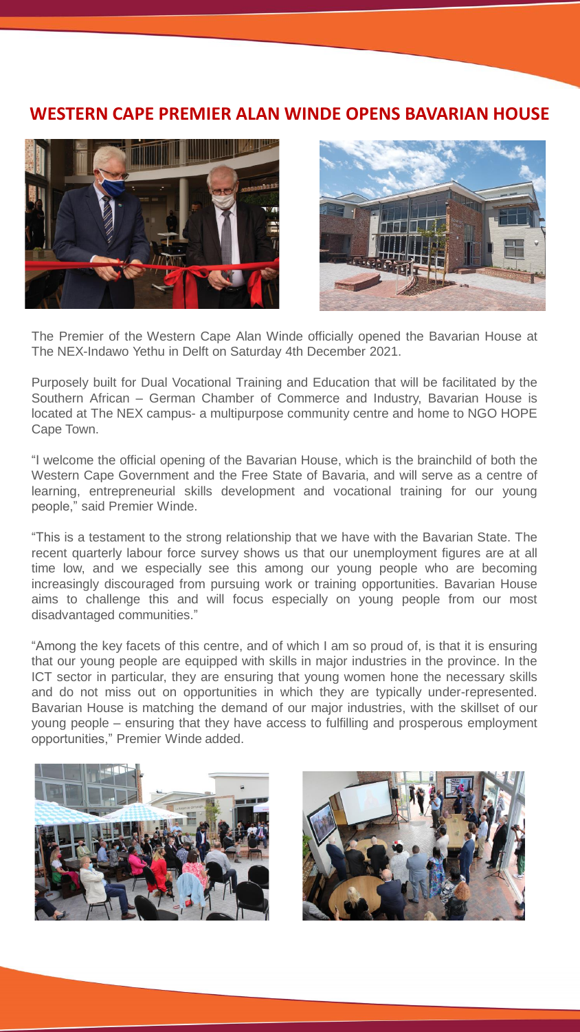# WESTERN CAPE PREMIER ALAN WINDE OPENS BAVARIAN HOUSE

The Premier of the Western Cape Alan Winde officially opened the Bavarian House at The NEX-Indawo Yethu in Delft on Saturday 4th December 2021.

Purposely built for Dual Vocational Training and Education that will be facilitated by the Southern African – German Chamber of Commerce and Industry, Bavarian House is located at The NEX campus- a multipurpose community centre and home to NGO HOPE Cape Town.

"I welcome the official opening of the Bavarian House, which is the brainchild of both the Western Cape Government and the Free State of Bavaria, and will serve as a centre of learning, entrepreneurial skills development and vocational training for our young people," said Premier Winde.

"This is a testament to the strong relationship that we have with the Bavarian State. The recent quarterly labour force survey shows us that our unemployment figures are at all time low, and we especially see this among our young people who are becoming increasingly discouraged from pursuing work or training opportunities. Bavarian House aims to challenge this and will focus especially on young people from our most disadvantaged communities."

"Among the key facets of this centre, and of which I am so proud of, is that it is ensuring that our young people are equipped with skills in major industries in the province. In the ICT sector in particular, they are ensuring that young women hone the necessary skills and do not miss out on opportunities in which they are typically under-represented. Bavarian House is matching the demand of our major industries, with the skillset of our young people – ensuring that they have access to fulfilling and prosperous employment opportunities," Premier Winde added.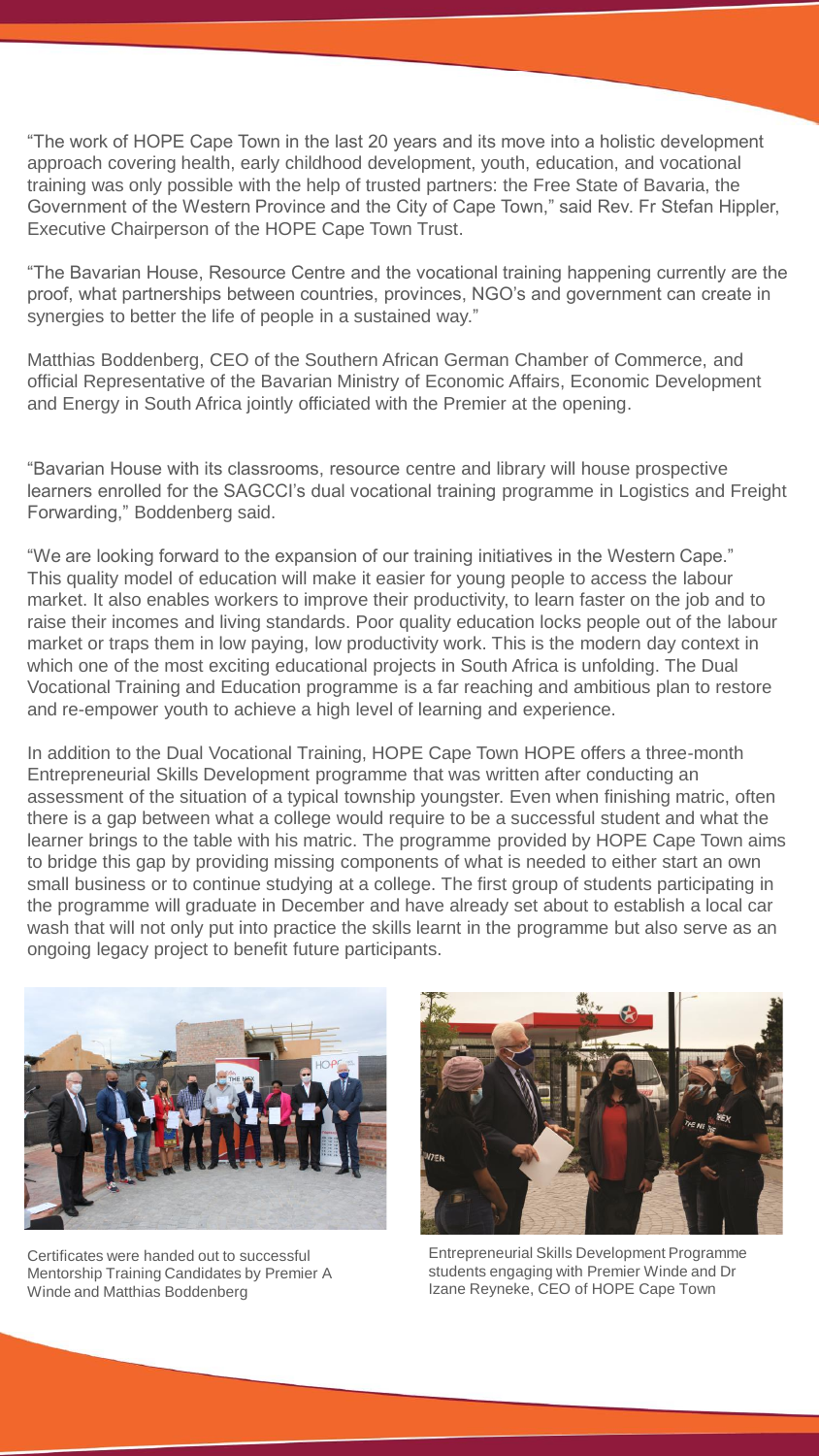"The work of HOPE Cape Town in the last 20 years and its move into a holistic development approach covering health, early childhood development, youth, education, and vocational training was only possible with the help of trusted partners: the Free State of Bavaria, the Government of the Western Province and the City of Cape Town," said Rev. Fr Stefan Hippler, Executive Chairperson of the HOPE Cape Town Trust.

"The Bavarian House, Resource Centre and the vocational training happening currently are the proof, what partnerships between countries, provinces, NGO's and government can create in synergies to better the life of people in a sustained way."

Matthias Boddenberg, CEO of the Southern African German Chamber of Commerce, and official Representative of the Bavarian Ministry of Economic Affairs, Economic Development and Energy in South Africa jointly officiated with the Premier at the opening.

"Bavarian House with its classrooms, resource centre and library will house prospective learners enrolled for the SAGCCI's dual vocational training programme in Logistics and Freight Forwarding," Boddenberg said.

"We are looking forward to the expansion of our training initiatives in the Western Cape." This quality model of education will make it easier for young people to access the labour market. It also enables workers to improve their productivity, to learn faster on the job and to raise their incomes and living standards. Poor quality education locks people out of the labour market or traps them in low paying, low productivity work. This is the modern day context in which one of the most exciting educational projects in South Africa is unfolding. The Dual Vocational Training and Education programme is a far reaching and ambitious plan to restore and re-empower youth to achieve a high level of learning and experience.

In addition to the Dual Vocational Training, HOPE Cape Town HOPE offers a three-month Entrepreneurial Skills Development programme that was written after conducting an assessment of the situation of a typical township youngster. Even when finishing matric, often there is a gap between what a college would require to be a successful student and what the learner brings to the table with his matric. The programme provided by HOPE Cape Town aims to bridge this gap by providing missing components of what is needed to either start an own small business or to continue studying at a college. The first group of students participating in the programme will graduate in December and have already set about to establish a local car wash that will not only put into practice the skills learnt in the programme but also serve as an ongoing legacy project to benefit future participants.

Certificates were handed out to successful Mentorship Training Candidates by Premier A Winde and Matthias Boddenberg

Entrepreneurial Skills Development Programme students engaging with Premier Winde and Dr Izane Reyneke, CEO of HOPE Cape Town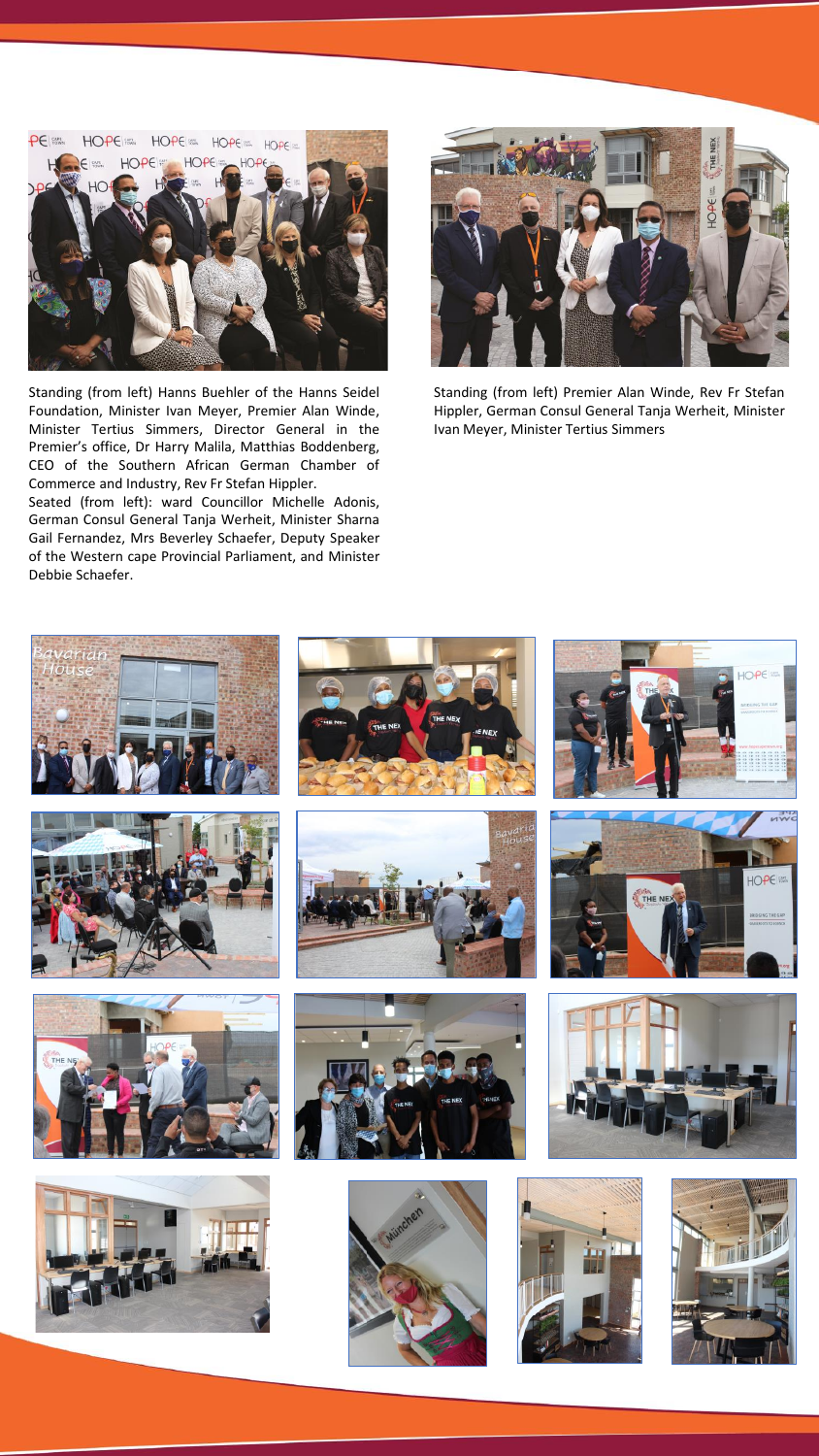Standing (from left) Hanns Buehler of the Hanns Seidel Foundation, Minister Ivan Meyer, Premier Alan Winde, Minister Tertius Simmers, Director General in the Premier's office, Dr Harry Malila, Matthias Boddenberg, CEO of the Southern African German Chamber of Commerce and Industry, Rev Fr Stefan Hippler.
Seated (from left): ward Councillor Michelle Adonis, German Consul General Tanja Werheit, Minister Sharna Gail Fernandez, Mrs Beverley Schaefer, Deputy Speaker of the Western cape Provincial Parliament, and Minister Debbie Schaefer.

Standing (from left) Premier Alan Winde, Rev Fr Stefan Hippler, German Consul General Tanja Werheit, Minister Ivan Meyer, Minister Tertius Simmers